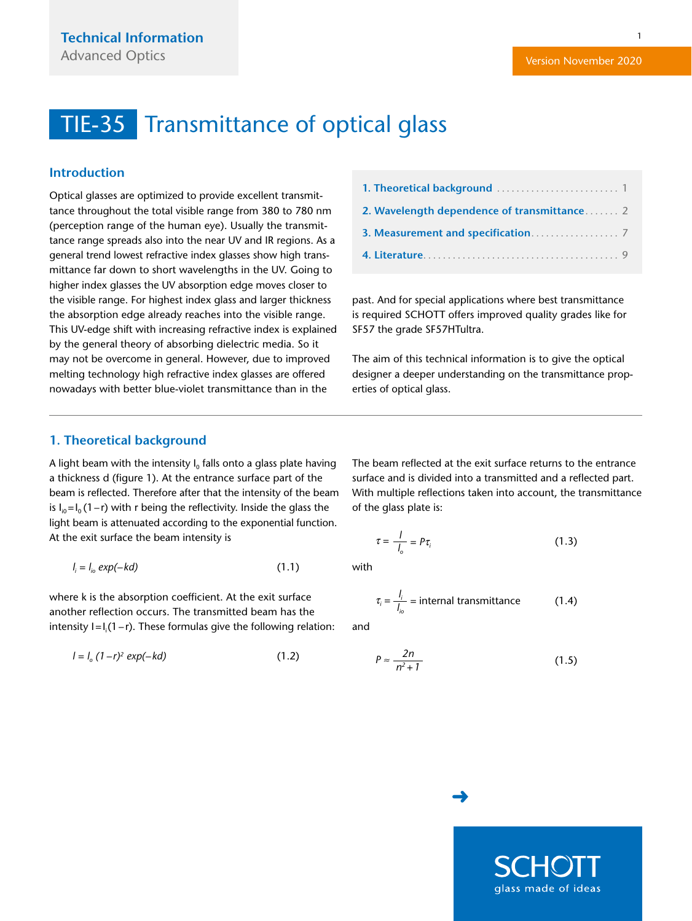Technical Information
Advanced Optics

Version November 2020

# TIE-35 Transmittance of optical glass

## Introduction

Optical glasses are optimized to provide excellent transmittance throughout the total visible range from 380 to 780 nm (perception range of the human eye). Usually the transmittance range spreads also into the near UV and IR regions. As a general trend lowest refractive index glasses show high transmittance far down to short wavelengths in the UV. Going to higher index glasses the UV absorption edge moves closer to the visible range. For highest index glass and larger thickness the absorption edge already reaches into the visible range. This UV-edge shift with increasing refractive index is explained by the general theory of absorbing dielectric media. So it may not be overcome in general. However, due to improved melting technology high refractive index glasses are offered nowadays with better blue-violet transmittance than in the past. And for special applications where best transmittance is required SCHOTT offers improved quality grades like for SF57 the grade SF57HTultra.

The aim of this technical information is to give the optical designer a deeper understanding on the transmittance properties of optical glass.

**1. Theoretical background** ........ 1
**2. Wavelength dependence of transmittance** ........ 2
**3. Measurement and specification** ........ 7
**4. Literature** ........ 9

## 1. Theoretical background

A light beam with the intensity $I_0$ falls onto a glass plate having a thickness d (figure 1). At the entrance surface part of the beam is reflected. Therefore after that the intensity of the beam is $I_{i0} = I_0 (1-r)$ with r being the reflectivity. Inside the glass the light beam is attenuated according to the exponential function. At the exit surface the beam intensity is

$$I_i = I_{io} \exp(-kd) \tag{1.1}$$

where k is the absorption coefficient. At the exit surface another reflection occurs. The transmitted beam has the intensity $I = I_i (1-r)$. These formulas give the following relation:

$$I = I_o (1-r)^2 \exp(-kd) \tag{1.2}$$

The beam reflected at the exit surface returns to the entrance surface and is divided into a transmitted and a reflected part. With multiple reflections taken into account, the transmittance of the glass plate is:

$$\tau = \frac{I}{I_o} = P\tau_i \tag{1.3}$$

with

$$\tau_i = \frac{I_i}{I_{io}} = \text{internal transmittance} \tag{1.4}$$

and

$$P \approx \frac{2n}{n^2+1} \tag{1.5}$$

SCHOTT
glass made of ideas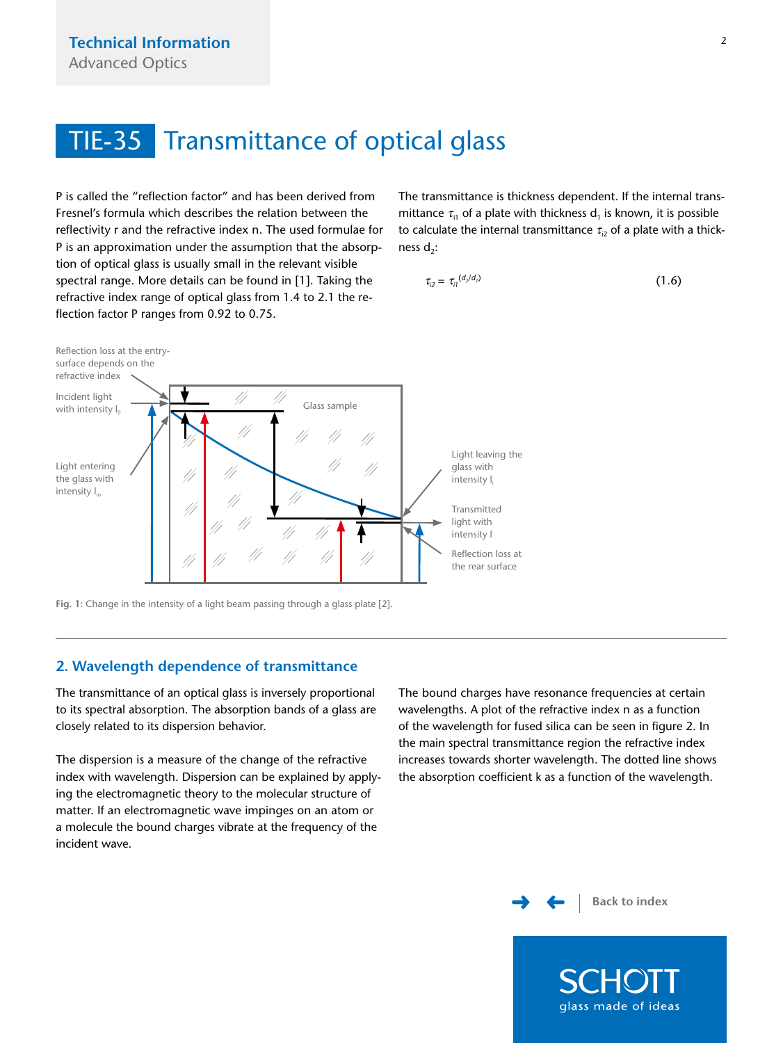P is called the "reflection factor" and has been derived from Fresnel's formula which describes the relation between the reflectivity r and the refractive index n. The used formulae for P is an approximation under the assumption that the absorption of optical glass is usually small in the relevant visible spectral range. More details can be found in [1]. Taking the refractive index range of optical glass from 1.4 to 2.1 the reflection factor P ranges from 0.92 to 0.75.

The transmittance is thickness dependent. If the internal transmittance $\tau_{i1}$ of a plate with thickness $d_1$ is known, it is possible to calculate the internal transmittance $\tau_{i2}$ of a plate with a thickness $d_2$:

$$\tau_{i2} = \tau_{i1}^{(d_2/d_1)} \tag{1.6}$$

Reflection loss at the entry-surface depends on the refractive index

Incident light with intensity $I_0$

Light entering the glass with intensity $I_{i0}$

Glass sample

Light leaving the glass with intensity $I_i$

Transmitted light with intensity I

Reflection loss at the rear surface

**Fig. 1:** Change in the intensity of a light beam passing through a glass plate [2].

## 2. Wavelength dependence of transmittance

The transmittance of an optical glass is inversely proportional to its spectral absorption. The absorption bands of a glass are closely related to its dispersion behavior.

The dispersion is a measure of the change of the refractive index with wavelength. Dispersion can be explained by applying the electromagnetic theory to the molecular structure of matter. If an electromagnetic wave impinges on an atom or a molecule the bound charges vibrate at the frequency of the incident wave.

The bound charges have resonance frequencies at certain wavelengths. A plot of the refractive index n as a function of the wavelength for fused silica can be seen in figure 2. In the main spectral transmittance region the refractive index increases towards shorter wavelength. The dotted line shows the absorption coefficient k as a function of the wavelength.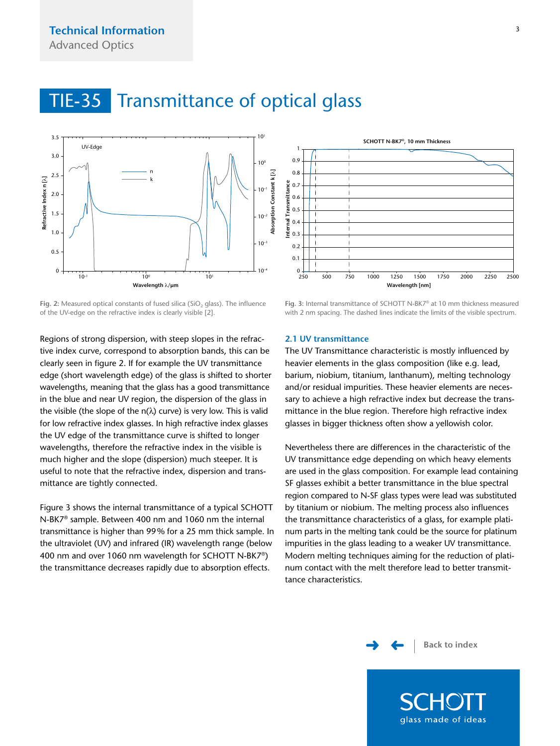# TIE-35 Transmittance of optical glass

Fig. 2: Measured optical constants of fused silica ($SiO_2$ glass). The influence of the UV-edge on the refractive index is clearly visible [2].

Fig. 3: Internal transmittance of SCHOTT N-BK7® at 10 mm thickness measured with 2 nm spacing. The dashed lines indicate the limits of the visible spectrum.

Regions of strong dispersion, with steep slopes in the refractive index curve, correspond to absorption bands, this can be clearly seen in figure 2. If for example the UV transmittance edge (short wavelength edge) of the glass is shifted to shorter wavelengths, meaning that the glass has a good transmittance in the blue and near UV region, the dispersion of the glass in the visible (the slope of the n(λ) curve) is very low. This is valid for low refractive index glasses. In high refractive index glasses the UV edge of the transmittance curve is shifted to longer wavelengths, therefore the refractive index in the visible is much higher and the slope (dispersion) much steeper. It is useful to note that the refractive index, dispersion and transmittance are tightly connected.

Figure 3 shows the internal transmittance of a typical SCHOTT N-BK7® sample. Between 400 nm and 1060 nm the internal transmittance is higher than 99 % for a 25 mm thick sample. In the ultraviolet (UV) and infrared (IR) wavelength range (below 400 nm and over 1060 nm wavelength for SCHOTT N-BK7®) the transmittance decreases rapidly due to absorption effects.

### 2.1 UV transmittance

The UV Transmittance characteristic is mostly influenced by heavier elements in the glass composition (like e.g. lead, barium, niobium, titanium, lanthanum), melting technology and/or residual impurities. These heavier elements are necessary to achieve a high refractive index but decrease the transmittance in the blue region. Therefore high refractive index glasses in bigger thickness often show a yellowish color.

Nevertheless there are differences in the characteristic of the UV transmittance edge depending on which heavy elements are used in the glass composition. For example lead containing SF glasses exhibit a better transmittance in the blue spectral region compared to N-SF glass types were lead was substituted by titanium or niobium. The melting process also influences the transmittance characteristics of a glass, for example platinum parts in the melting tank could be the source for platinum impurities in the glass leading to a weaker UV transmittance. Modern melting techniques aiming for the reduction of platinum contact with the melt therefore lead to better transmittance characteristics.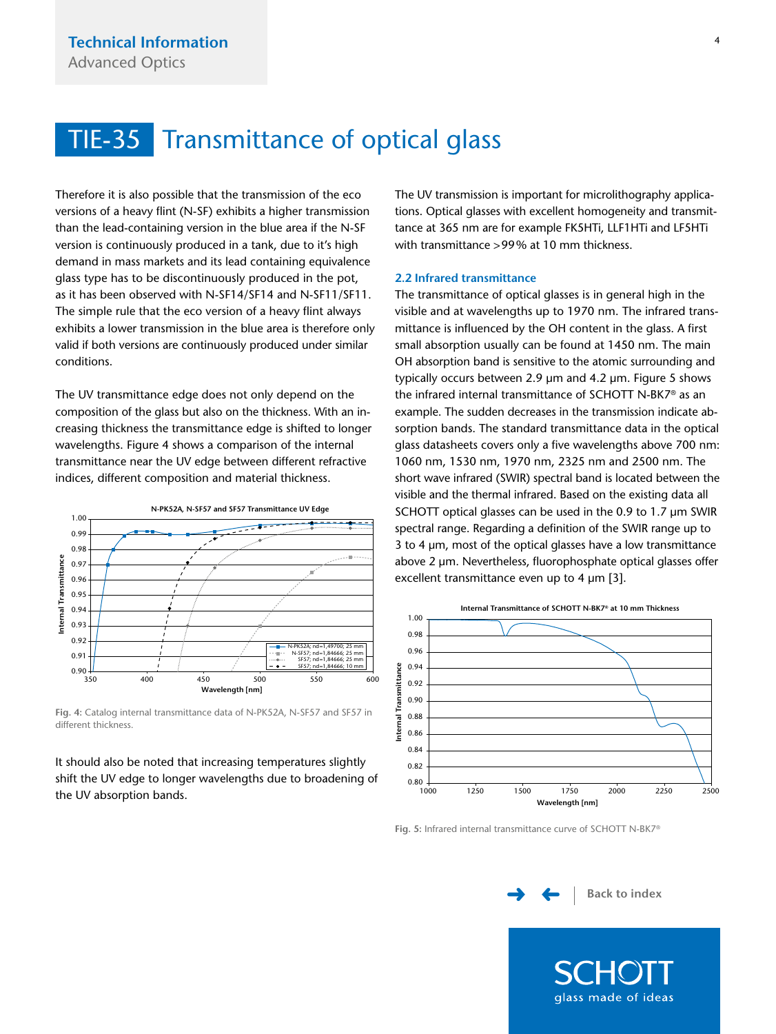# TIE-35 Transmittance of optical glass

Therefore it is also possible that the transmission of the eco versions of a heavy flint (N-SF) exhibits a higher transmission than the lead-containing version in the blue area if the N-SF version is continuously produced in a tank, due to it's high demand in mass markets and its lead containing equivalence glass type has to be discontinuously produced in the pot, as it has been observed with N-SF14/SF14 and N-SF11/SF11. The simple rule that the eco version of a heavy flint always exhibits a lower transmission in the blue area is therefore only valid if both versions are continuously produced under similar conditions.

The UV transmittance edge does not only depend on the composition of the glass but also on the thickness. With an increasing thickness the transmittance edge is shifted to longer wavelengths. Figure 4 shows a comparison of the internal transmittance near the UV edge between different refractive indices, different composition and material thickness.

**Fig. 4:** Catalog internal transmittance data of N-PK52A, N-SF57 and SF57 in different thickness.

It should also be noted that increasing temperatures slightly shift the UV edge to longer wavelengths due to broadening of the UV absorption bands.

The UV transmission is important for microlithography applications. Optical glasses with excellent homogeneity and transmittance at 365 nm are for example FK5HTi, LLF1HTi and LF5HTi with transmittance >99% at 10 mm thickness.

### 2.2 Infrared transmittance

The transmittance of optical glasses is in general high in the visible and at wavelengths up to 1970 nm. The infrared transmittance is influenced by the OH content in the glass. A first small absorption usually can be found at 1450 nm. The main OH absorption band is sensitive to the atomic surrounding and typically occurs between 2.9 µm and 4.2 µm. Figure 5 shows the infrared internal transmittance of SCHOTT N-BK7® as an example. The sudden decreases in the transmission indicate absorption bands. The standard transmittance data in the optical glass datasheets covers only a five wavelengths above 700 nm: 1060 nm, 1530 nm, 1970 nm, 2325 nm and 2500 nm. The short wave infrared (SWIR) spectral band is located between the visible and the thermal infrared. Based on the existing data all SCHOTT optical glasses can be used in the 0.9 to 1.7 µm SWIR spectral range. Regarding a definition of the SWIR range up to 3 to 4 µm, most of the optical glasses have a low transmittance above 2 µm. Nevertheless, fluorophosphate optical glasses offer excellent transmittance even up to 4 µm [3].

**Fig. 5:** Infrared internal transmittance curve of SCHOTT N-BK7®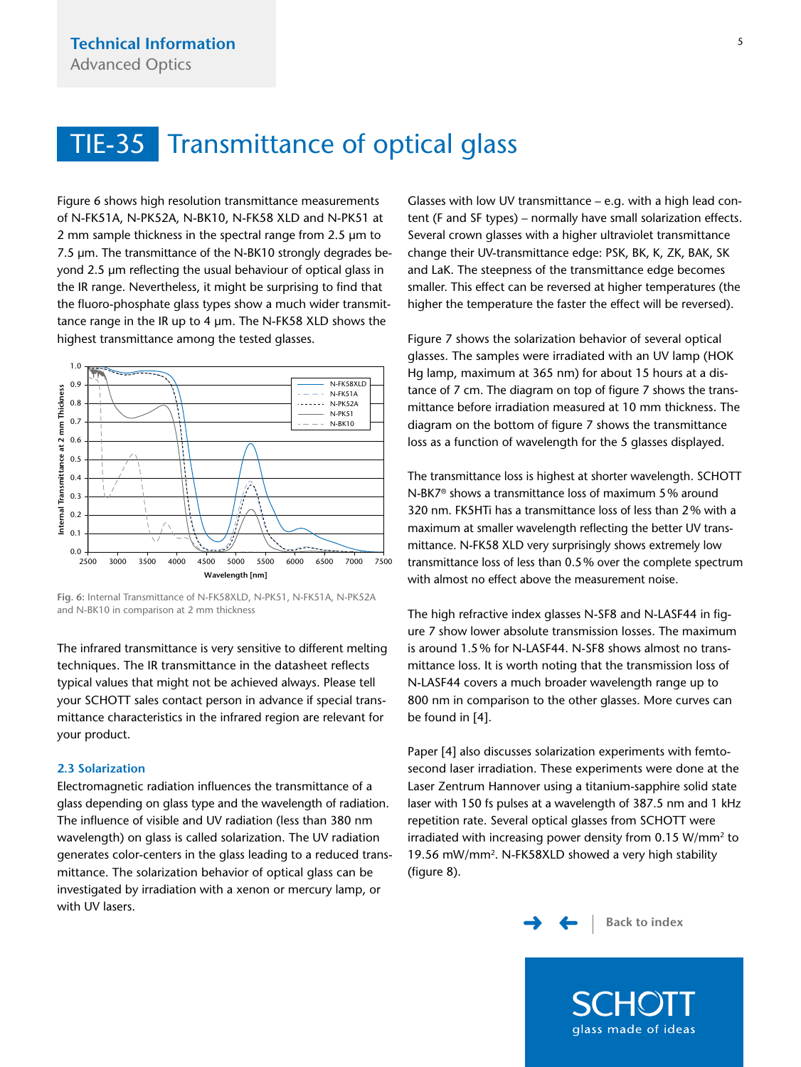# TIE-35 Transmittance of optical glass

Figure 6 shows high resolution transmittance measurements of N-FK51A, N-PK52A, N-BK10, N-FK58 XLD and N-PK51 at 2 mm sample thickness in the spectral range from 2.5 µm to 7.5 µm. The transmittance of the N-BK10 strongly degrades beyond 2.5 µm reflecting the usual behaviour of optical glass in the IR range. Nevertheless, it might be surprising to find that the fluoro-phosphate glass types show a much wider transmittance range in the IR up to 4 µm. The N-FK58 XLD shows the highest transmittance among the tested glasses.

**Fig. 6:** Internal Transmittance of N-FK58XLD, N-PK51, N-FK51A, N-PK52A and N-BK10 in comparison at 2 mm thickness

The infrared transmittance is very sensitive to different melting techniques. The IR transmittance in the datasheet reflects typical values that might not be achieved always. Please tell your SCHOTT sales contact person in advance if special transmittance characteristics in the infrared region are relevant for your product.

### 2.3 Solarization

Electromagnetic radiation influences the transmittance of a glass depending on glass type and the wavelength of radiation. The influence of visible and UV radiation (less than 380 nm wavelength) on glass is called solarization. The UV radiation generates color-centers in the glass leading to a reduced transmittance. The solarization behavior of optical glass can be investigated by irradiation with a xenon or mercury lamp, or with UV lasers.

Glasses with low UV transmittance – e.g. with a high lead content (F and SF types) – normally have small solarization effects. Several crown glasses with a higher ultraviolet transmittance change their UV-transmittance edge: PSK, BK, K, ZK, BAK, SK and LaK. The steepness of the transmittance edge becomes smaller. This effect can be reversed at higher temperatures (the higher the temperature the faster the effect will be reversed).

Figure 7 shows the solarization behavior of several optical glasses. The samples were irradiated with an UV lamp (HOK Hg lamp, maximum at 365 nm) for about 15 hours at a distance of 7 cm. The diagram on top of figure 7 shows the transmittance before irradiation measured at 10 mm thickness. The diagram on the bottom of figure 7 shows the transmittance loss as a function of wavelength for the 5 glasses displayed.

The transmittance loss is highest at shorter wavelength. SCHOTT N-BK7® shows a transmittance loss of maximum 5% around 320 nm. FK5HTi has a transmittance loss of less than 2% with a maximum at smaller wavelength reflecting the better UV transmittance. N-FK58 XLD very surprisingly shows extremely low transmittance loss of less than 0.5% over the complete spectrum with almost no effect above the measurement noise.

The high refractive index glasses N-SF8 and N-LASF44 in figure 7 show lower absolute transmission losses. The maximum is around 1.5% for N-LASF44. N-SF8 shows almost no transmittance loss. It is worth noting that the transmission loss of N-LASF44 covers a much broader wavelength range up to 800 nm in comparison to the other glasses. More curves can be found in [4].

Paper [4] also discusses solarization experiments with femtosecond laser irradiation. These experiments were done at the Laser Zentrum Hannover using a titanium-sapphire solid state laser with 150 fs pulses at a wavelength of 387.5 nm and 1 kHz repetition rate. Several optical glasses from SCHOTT were irradiated with increasing power density from 0.15 W/mm² to 19.56 mW/mm². N-FK58XLD showed a very high stability (figure 8).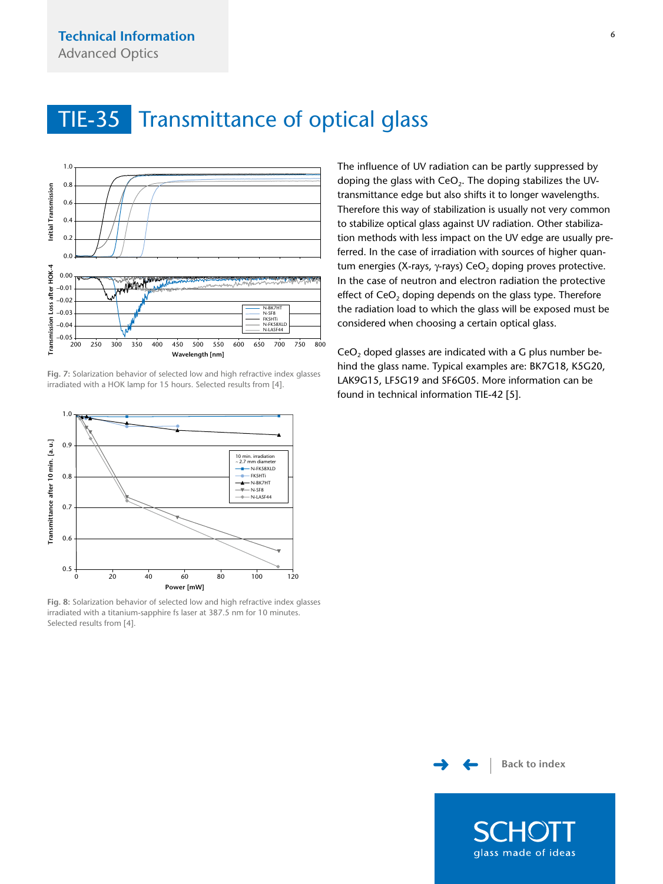# TIE-35 Transmittance of optical glass

Fig. 7: Solarization behavior of selected low and high refractive index glasses irradiated with a HOK lamp for 15 hours. Selected results from [4].

Fig. 8: Solarization behavior of selected low and high refractive index glasses irradiated with a titanium-sapphire fs laser at 387.5 nm for 10 minutes. Selected results from [4].

The influence of UV radiation can be partly suppressed by doping the glass with $CeO_2$. The doping stabilizes the UV-transmittance edge but also shifts it to longer wavelengths. Therefore this way of stabilization is usually not very common to stabilize optical glass against UV radiation. Other stabilization methods with less impact on the UV edge are usually preferred. In the case of irradiation with sources of higher quantum energies (X-rays, γ-rays) $CeO_2$ doping proves protective. In the case of neutron and electron radiation the protective effect of $CeO_2$ doping depends on the glass type. Therefore the radiation load to which the glass will be exposed must be considered when choosing a certain optical glass.

$CeO_2$ doped glasses are indicated with a G plus number behind the glass name. Typical examples are: BK7G18, K5G20, LAK9G15, LF5G19 and SF6G05. More information can be found in technical information TIE-42 [5].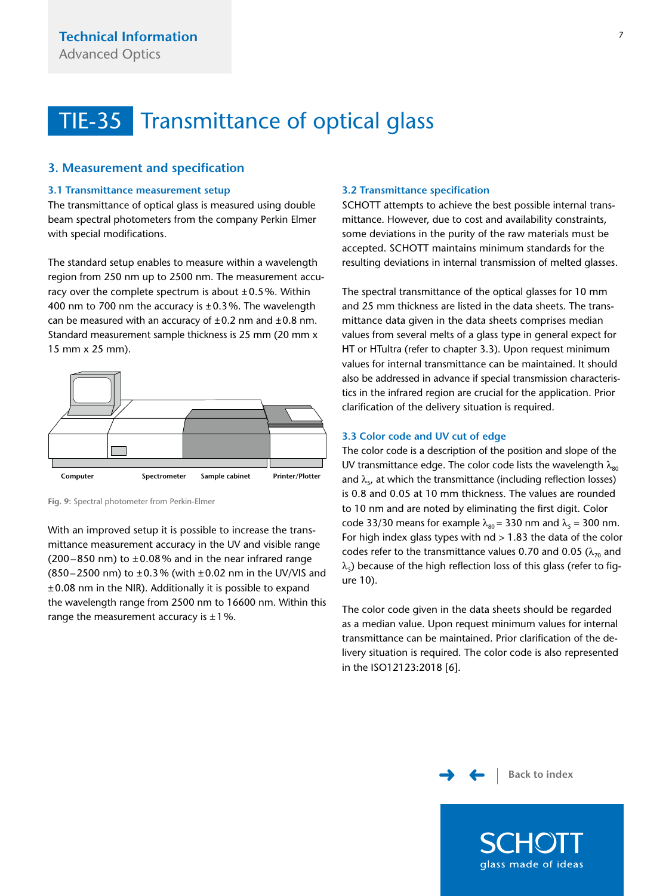# TIE-35 Transmittance of optical glass

## 3. Measurement and specification

### 3.1 Transmittance measurement setup

The transmittance of optical glass is measured using double beam spectral photometers from the company Perkin Elmer with special modifications.

The standard setup enables to measure within a wavelength region from 250 nm up to 2500 nm. The measurement accuracy over the complete spectrum is about ±0.5%. Within 400 nm to 700 nm the accuracy is ±0.3%. The wavelength can be measured with an accuracy of ±0.2 nm and ±0.8 nm. Standard measurement sample thickness is 25 mm (20 mm x 15 mm x 25 mm).

Computer | Spectrometer | Sample cabinet | Printer/Plotter

**Fig. 9:** Spectral photometer from Perkin-Elmer

With an improved setup it is possible to increase the transmittance measurement accuracy in the UV and visible range (200–850 nm) to ±0.08% and in the near infrared range (850–2500 nm) to ±0.3% (with ±0.02 nm in the UV/VIS and ±0.08 nm in the NIR). Additionally it is possible to expand the wavelength range from 2500 nm to 16600 nm. Within this range the measurement accuracy is ±1%.

### 3.2 Transmittance specification

SCHOTT attempts to achieve the best possible internal transmittance. However, due to cost and availability constraints, some deviations in the purity of the raw materials must be accepted. SCHOTT maintains minimum standards for the resulting deviations in internal transmission of melted glasses.

The spectral transmittance of the optical glasses for 10 mm and 25 mm thickness are listed in the data sheets. The transmittance data given in the data sheets comprises median values from several melts of a glass type in general expect for HT or HTultra (refer to chapter 3.3). Upon request minimum values for internal transmittance can be maintained. It should also be addressed in advance if special transmission characteristics in the infrared region are crucial for the application. Prior clarification of the delivery situation is required.

### 3.3 Color code and UV cut of edge

The color code is a description of the position and slope of the UV transmittance edge. The color code lists the wavelength $\lambda_{80}$ and $\lambda_5$, at which the transmittance (including reflection losses) is 0.8 and 0.05 at 10 mm thickness. The values are rounded to 10 nm and are noted by eliminating the first digit. Color code 33/30 means for example $\lambda_{80}$ = 330 nm and $\lambda_5$ = 300 nm. For high index glass types with nd > 1.83 the data of the color codes refer to the transmittance values 0.70 and 0.05 ($\lambda_{70}$ and $\lambda_5$) because of the high reflection loss of this glass (refer to figure 10).

The color code given in the data sheets should be regarded as a median value. Upon request minimum values for internal transmittance can be maintained. Prior clarification of the delivery situation is required. The color code is also represented in the ISO12123:2018 [6].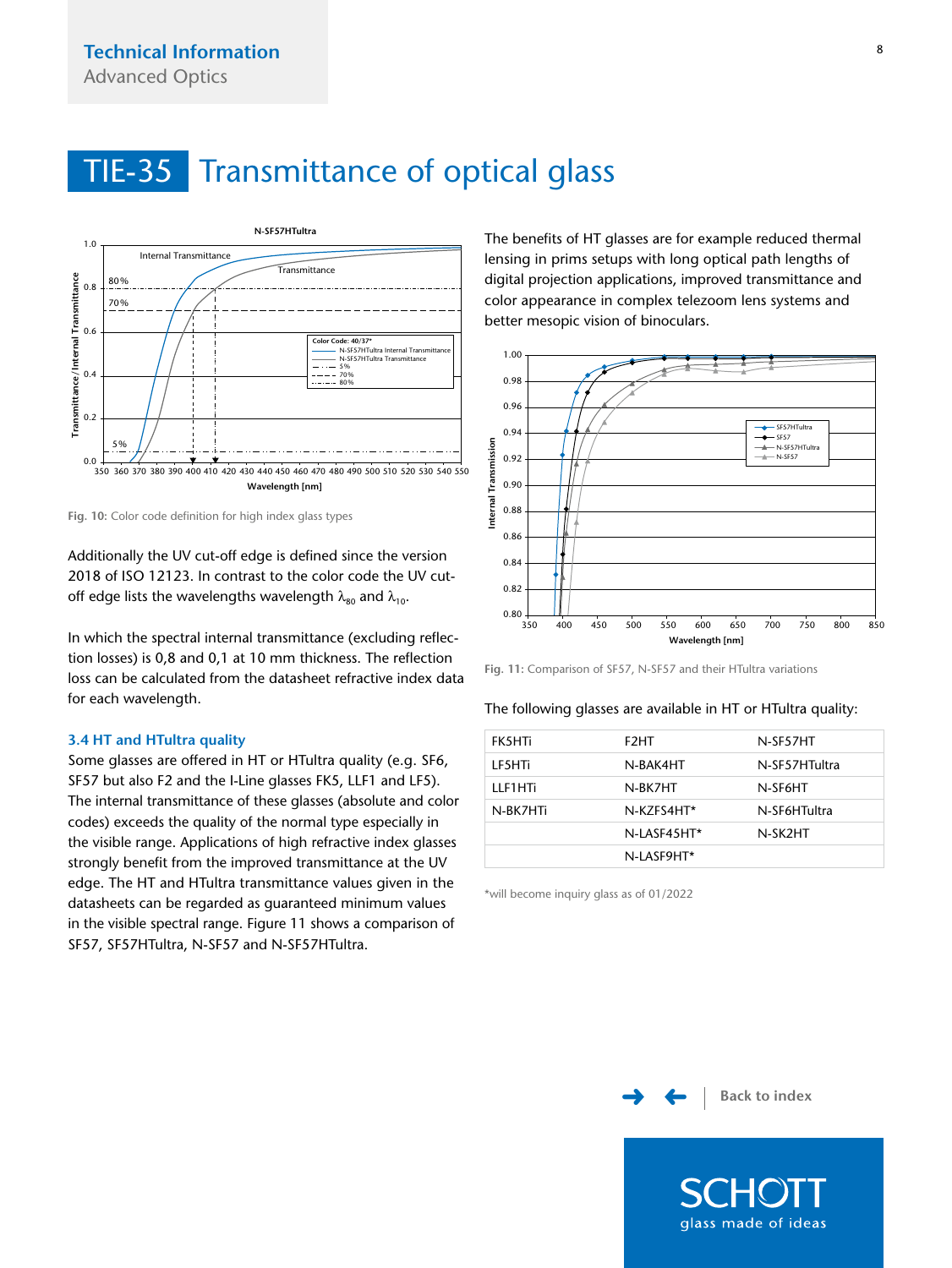# TIE-35 Transmittance of optical glass

Fig. 10: Color code definition for high index glass types

Additionally the UV cut-off edge is defined since the version 2018 of ISO 12123. In contrast to the color code the UV cut-off edge lists the wavelengths wavelength $\lambda_{80}$ and $\lambda_{10}$.

In which the spectral internal transmittance (excluding reflection losses) is 0,8 and 0,1 at 10 mm thickness. The reflection loss can be calculated from the datasheet refractive index data for each wavelength.

### 3.4 HT and HTultra quality

Some glasses are offered in HT or HTultra quality (e.g. SF6, SF57 but also F2 and the I-Line glasses FK5, LLF1 and LF5). The internal transmittance of these glasses (absolute and color codes) exceeds the quality of the normal type especially in the visible range. Applications of high refractive index glasses strongly benefit from the improved transmittance at the UV edge. The HT and HTultra transmittance values given in the datasheets can be regarded as guaranteed minimum values in the visible spectral range. Figure 11 shows a comparison of SF57, SF57HTultra, N-SF57 and N-SF57HTultra.

The benefits of HT glasses are for example reduced thermal lensing in prims setups with long optical path lengths of digital projection applications, improved transmittance and color appearance in complex telezoom lens systems and better mesopic vision of binoculars.

Fig. 11: Comparison of SF57, N-SF57 and their HTultra variations

The following glasses are available in HT or HTultra quality:

| | | |
|---|---|---|
| FK5HTi | F2HT | N-SF57HT |
| LF5HTi | N-BAK4HT | N-SF57HTultra |
| LLF1HTi | N-BK7HT | N-SF6HT |
| N-BK7HTi | N-KZFS4HT* | N-SF6HTultra |
| | N-LASF45HT* | N-SK2HT |
| | N-LASF9HT* | |

*will become inquiry glass as of 01/2022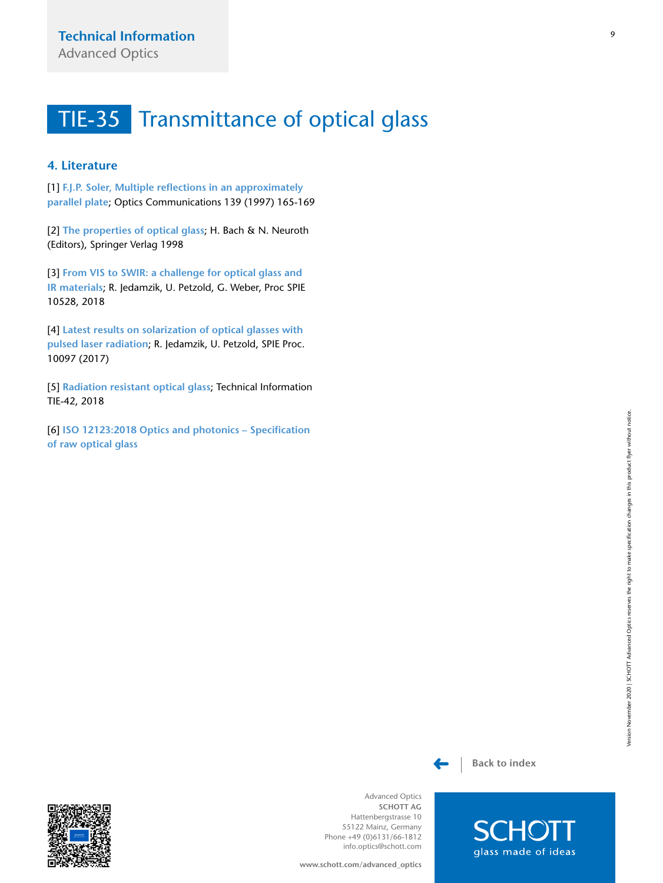# TIE-35 Transmittance of optical glass

## 4. Literature

[1] **F.J.P. Soler, Multiple reflections in an approximately parallel plate**; Optics Communications 139 (1997) 165-169

[2] **The properties of optical glass**; H. Bach & N. Neuroth (Editors), Springer Verlag 1998

[3] **From VIS to SWIR: a challenge for optical glass and IR materials**; R. Jedamzik, U. Petzold, G. Weber, Proc SPIE 10528, 2018

[4] **Latest results on solarization of optical glasses with pulsed laser radiation**; R. Jedamzik, U. Petzold, SPIE Proc. 10097 (2017)

[5] **Radiation resistant optical glass**; Technical Information TIE-42, 2018

[6] **ISO 12123:2018 Optics and photonics – Specification of raw optical glass**

Back to index

Advanced Optics
**SCHOTT AG**
Hattenbergstrasse 10
55122 Mainz, Germany
Phone +49 (0)6131/66-1812
info.optics@schott.com

**www.schott.com/advanced_optics**

SCHOTT
glass made of ideas

Version November 2020 | SCHOTT Advanced Optics reserves the right to make specification changes in this product flyer without notice.